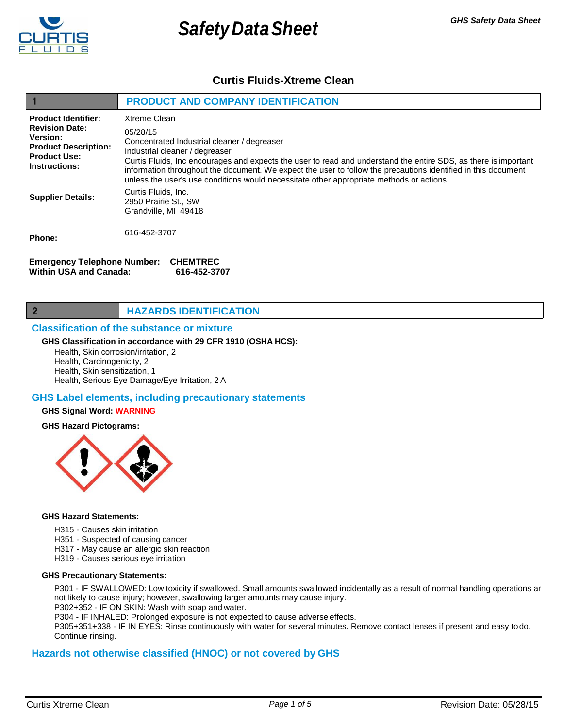# Safety Data Sheet

**GHS Safety Data Sheet**

## Curtis Fluids-Xtreme Clean

## 1 PRODUCT AND COMPANY IDENTIFICATION

**Product Identifier:** Xtreme Clean

**Revision Date:** 05/28/15

**Version:**

**Product Description:** Concentrated Industrial cleaner / degreaser

**Product Use:** Industrial cleaner / degreaser

**Instructions:** Curtis Fluids, Inc encourages and expects the user to read and understand the entire SDS, as there is important information throughout the document. We expect the user to follow the precautions identified in this document unless the user's use conditions would necessitate other appropriate methods or actions.

**Supplier Details:**
Curtis Fluids, Inc.
2950 Prairie St., SW
Grandville, MI 49418

**Phone:** 616-452-3707

**Emergency Telephone Number: CHEMTREC**
**Within USA and Canada: 616-452-3707**

## 2 HAZARDS IDENTIFICATION

### Classification of the substance or mixture

**GHS Classification in accordance with 29 CFR 1910 (OSHA HCS):**

Health, Skin corrosion/irritation, 2
Health, Carcinogenicity, 2
Health, Skin sensitization, 1
Health, Serious Eye Damage/Eye Irritation, 2 A

### GHS Label elements, including precautionary statements

**GHS Signal Word: WARNING**

**GHS Hazard Pictograms:**

**GHS Hazard Statements:**

H315 - Causes skin irritation
H351 - Suspected of causing cancer
H317 - May cause an allergic skin reaction
H319 - Causes serious eye irritation

**GHS Precautionary Statements:**

P301 - IF SWALLOWED: Low toxicity if swallowed. Small amounts swallowed incidentally as a result of normal handling operations ar not likely to cause injury; however, swallowing larger amounts may cause injury.
P302+352 - IF ON SKIN: Wash with soap and water.
P304 - IF INHALED: Prolonged exposure is not expected to cause adverse effects.
P305+351+338 - IF IN EYES: Rinse continuously with water for several minutes. Remove contact lenses if present and easy to do. Continue rinsing.

### Hazards not otherwise classified (HNOC) or not covered by GHS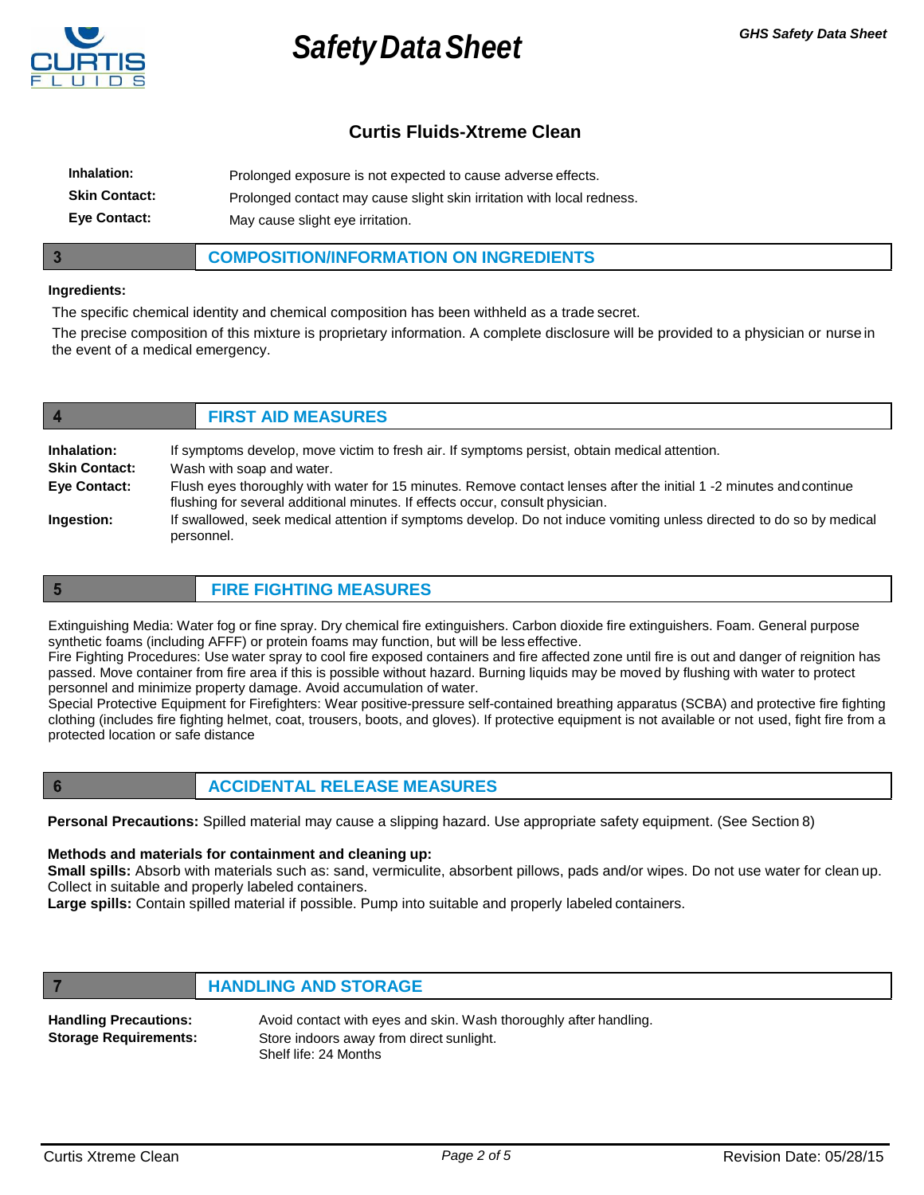**Inhalation:** Prolonged exposure is not expected to cause adverse effects.

**Skin Contact:** Prolonged contact may cause slight skin irritation with local redness.

**Eye Contact:** May cause slight eye irritation.

## 3 COMPOSITION/INFORMATION ON INGREDIENTS

**Ingredients:**

The specific chemical identity and chemical composition has been withheld as a trade secret.

The precise composition of this mixture is proprietary information. A complete disclosure will be provided to a physician or nurse in the event of a medical emergency.

## 4 FIRST AID MEASURES

**Inhalation:** If symptoms develop, move victim to fresh air. If symptoms persist, obtain medical attention.

**Skin Contact:** Wash with soap and water.

**Eye Contact:** Flush eyes thoroughly with water for 15 minutes. Remove contact lenses after the initial 1 -2 minutes and continue flushing for several additional minutes. If effects occur, consult physician.

**Ingestion:** If swallowed, seek medical attention if symptoms develop. Do not induce vomiting unless directed to do so by medical personnel.

## 5 FIRE FIGHTING MEASURES

Extinguishing Media: Water fog or fine spray. Dry chemical fire extinguishers. Carbon dioxide fire extinguishers. Foam. General purpose synthetic foams (including AFFF) or protein foams may function, but will be less effective.

Fire Fighting Procedures: Use water spray to cool fire exposed containers and fire affected zone until fire is out and danger of reignition has passed. Move container from fire area if this is possible without hazard. Burning liquids may be moved by flushing with water to protect personnel and minimize property damage. Avoid accumulation of water.

Special Protective Equipment for Firefighters: Wear positive-pressure self-contained breathing apparatus (SCBA) and protective fire fighting clothing (includes fire fighting helmet, coat, trousers, boots, and gloves). If protective equipment is not available or not used, fight fire from a protected location or safe distance

## 6 ACCIDENTAL RELEASE MEASURES

**Personal Precautions:** Spilled material may cause a slipping hazard. Use appropriate safety equipment. (See Section 8)

**Methods and materials for containment and cleaning up:**

**Small spills:** Absorb with materials such as: sand, vermiculite, absorbent pillows, pads and/or wipes. Do not use water for clean up. Collect in suitable and properly labeled containers.

**Large spills:** Contain spilled material if possible. Pump into suitable and properly labeled containers.

## 7 HANDLING AND STORAGE

**Handling Precautions:** Avoid contact with eyes and skin. Wash thoroughly after handling.

**Storage Requirements:** Store indoors away from direct sunlight.
Shelf life: 24 Months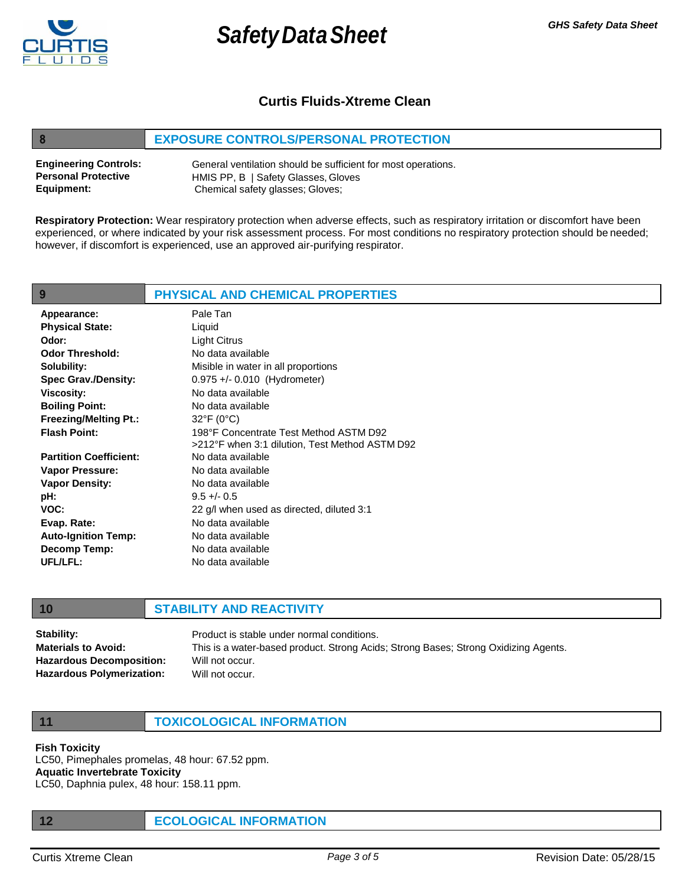## 8 EXPOSURE CONTROLS/PERSONAL PROTECTION

**Engineering Controls:** General ventilation should be sufficient for most operations.

**Personal Protective Equipment:** HMIS PP, B | Safety Glasses, Gloves
Chemical safety glasses; Gloves;

**Respiratory Protection:** Wear respiratory protection when adverse effects, such as respiratory irritation or discomfort have been experienced, or where indicated by your risk assessment process. For most conditions no respiratory protection should be needed; however, if discomfort is experienced, use an approved air-purifying respirator.

## 9 PHYSICAL AND CHEMICAL PROPERTIES

| | |
|---|---|
| **Appearance:** | Pale Tan |
| **Physical State:** | Liquid |
| **Odor:** | Light Citrus |
| **Odor Threshold:** | No data available |
| **Solubility:** | Misible in water in all proportions |
| **Spec Grav./Density:** | 0.975 +/- 0.010 (Hydrometer) |
| **Viscosity:** | No data available |
| **Boiling Point:** | No data available |
| **Freezing/Melting Pt.:** | 32°F (0°C) |
| **Flash Point:** | 198°F Concentrate Test Method ASTM D92<br>>212°F when 3:1 dilution, Test Method ASTM D92 |
| **Partition Coefficient:** | No data available |
| **Vapor Pressure:** | No data available |
| **Vapor Density:** | No data available |
| **pH:** | 9.5 +/- 0.5 |
| **VOC:** | 22 g/l when used as directed, diluted 3:1 |
| **Evap. Rate:** | No data available |
| **Auto-Ignition Temp:** | No data available |
| **Decomp Temp:** | No data available |
| **UFL/LFL:** | No data available |

## 10 STABILITY AND REACTIVITY

| | |
|---|---|
| **Stability:** | Product is stable under normal conditions. |
| **Materials to Avoid:** | This is a water-based product. Strong Acids; Strong Bases; Strong Oxidizing Agents. |
| **Hazardous Decomposition:** | Will not occur. |
| **Hazardous Polymerization:** | Will not occur. |

## 11 TOXICOLOGICAL INFORMATION

**Fish Toxicity**
LC50, Pimephales promelas, 48 hour: 67.52 ppm.
**Aquatic Invertebrate Toxicity**
LC50, Daphnia pulex, 48 hour: 158.11 ppm.

## 12 ECOLOGICAL INFORMATION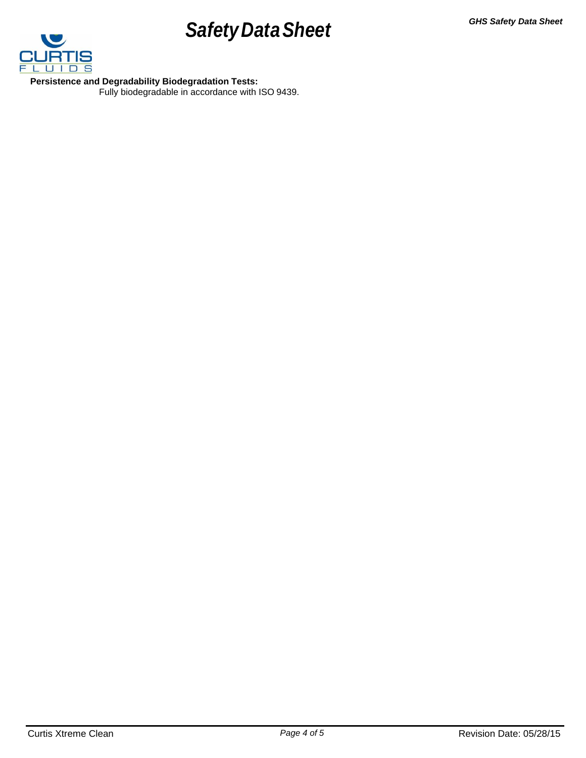**Persistence and Degradability Biodegradation Tests:**

Fully biodegradable in accordance with ISO 9439.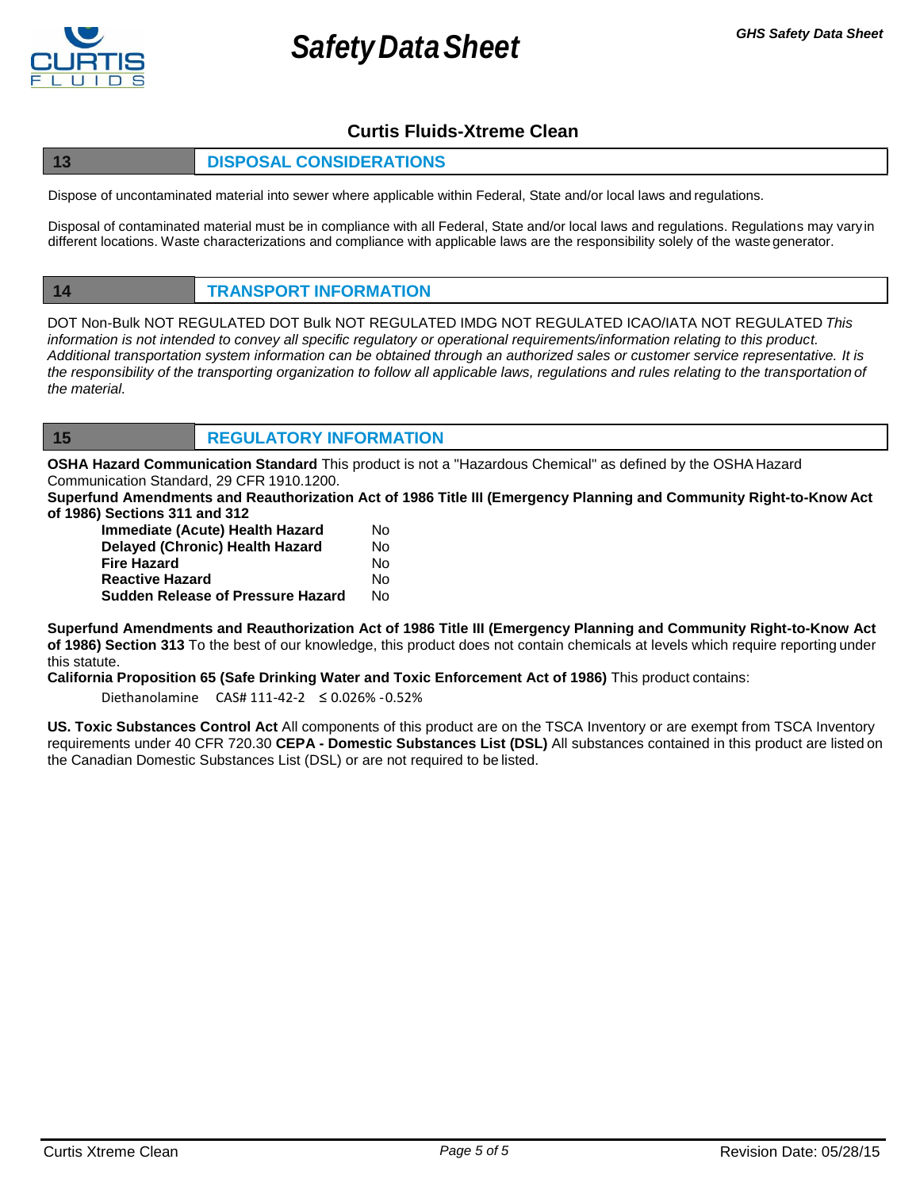## Curtis Fluids-Xtreme Clean

## 13 DISPOSAL CONSIDERATIONS

Dispose of uncontaminated material into sewer where applicable within Federal, State and/or local laws and regulations.

Disposal of contaminated material must be in compliance with all Federal, State and/or local laws and regulations. Regulations may vary in different locations. Waste characterizations and compliance with applicable laws are the responsibility solely of the waste generator.

## 14 TRANSPORT INFORMATION

DOT Non-Bulk NOT REGULATED DOT Bulk NOT REGULATED IMDG NOT REGULATED ICAO/IATA NOT REGULATED *This information is not intended to convey all specific regulatory or operational requirements/information relating to this product. Additional transportation system information can be obtained through an authorized sales or customer service representative. It is the responsibility of the transporting organization to follow all applicable laws, regulations and rules relating to the transportation of the material.*

## 15 REGULATORY INFORMATION

**OSHA Hazard Communication Standard** This product is not a "Hazardous Chemical" as defined by the OSHA Hazard Communication Standard, 29 CFR 1910.1200.

**Superfund Amendments and Reauthorization Act of 1986 Title III (Emergency Planning and Community Right-to-Know Act of 1986) Sections 311 and 312**

| | |
|---|---|
| **Immediate (Acute) Health Hazard** | No |
| **Delayed (Chronic) Health Hazard** | No |
| **Fire Hazard** | No |
| **Reactive Hazard** | No |
| **Sudden Release of Pressure Hazard** | No |

**Superfund Amendments and Reauthorization Act of 1986 Title III (Emergency Planning and Community Right-to-Know Act of 1986) Section 313** To the best of our knowledge, this product does not contain chemicals at levels which require reporting under this statute.

**California Proposition 65 (Safe Drinking Water and Toxic Enforcement Act of 1986)** This product contains:

Diethanolamine CAS# 111-42-2 ≤ 0.026% -0.52%

**US. Toxic Substances Control Act** All components of this product are on the TSCA Inventory or are exempt from TSCA Inventory requirements under 40 CFR 720.30 **CEPA - Domestic Substances List (DSL)** All substances contained in this product are listed on the Canadian Domestic Substances List (DSL) or are not required to be listed.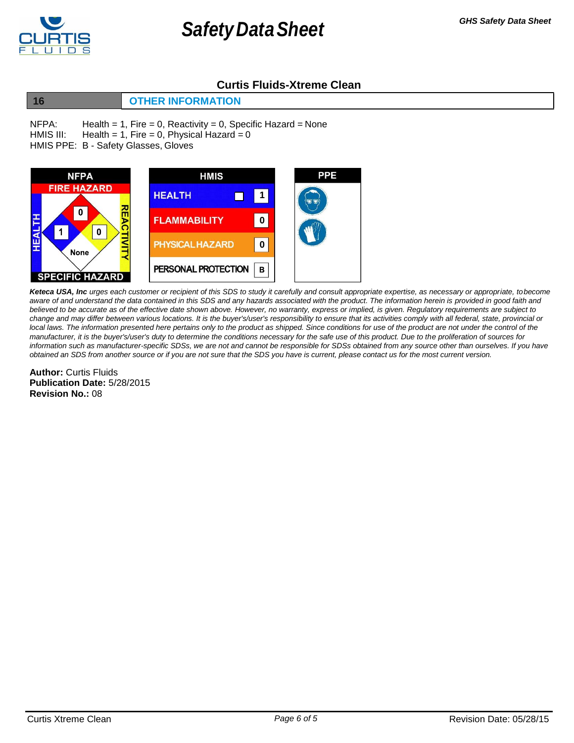# Curtis Fluids-Xtreme Clean

## 16 OTHER INFORMATION

NFPA: Health = 1, Fire = 0, Reactivity = 0, Specific Hazard = None
HMIS III: Health = 1, Fire = 0, Physical Hazard = 0
HMIS PPE: B - Safety Glasses, Gloves

NFPA
FIRE HAZARD
0
HEALTH
1
REACTIVITY
0
None
SPECIFIC HAZARD

HMIS
HEALTH 1
FLAMMABILITY 0
PHYSICAL HAZARD 0
PERSONAL PROTECTION B

PPE

*__Keteca USA, Inc__ urges each customer or recipient of this SDS to study it carefully and consult appropriate expertise, as necessary or appropriate, to become aware of and understand the data contained in this SDS and any hazards associated with the product. The information herein is provided in good faith and believed to be accurate as of the effective date shown above. However, no warranty, express or implied, is given. Regulatory requirements are subject to change and may differ between various locations. It is the buyer's/user's responsibility to ensure that its activities comply with all federal, state, provincial or local laws. The information presented here pertains only to the product as shipped. Since conditions for use of the product are not under the control of the manufacturer, it is the buyer's/user's duty to determine the conditions necessary for the safe use of this product. Due to the proliferation of sources for information such as manufacturer-specific SDSs, we are not and cannot be responsible for SDSs obtained from any source other than ourselves. If you have obtained an SDS from another source or if you are not sure that the SDS you have is current, please contact us for the most current version.*

**Author:** Curtis Fluids
**Publication Date:** 5/28/2015
**Revision No.:** 08